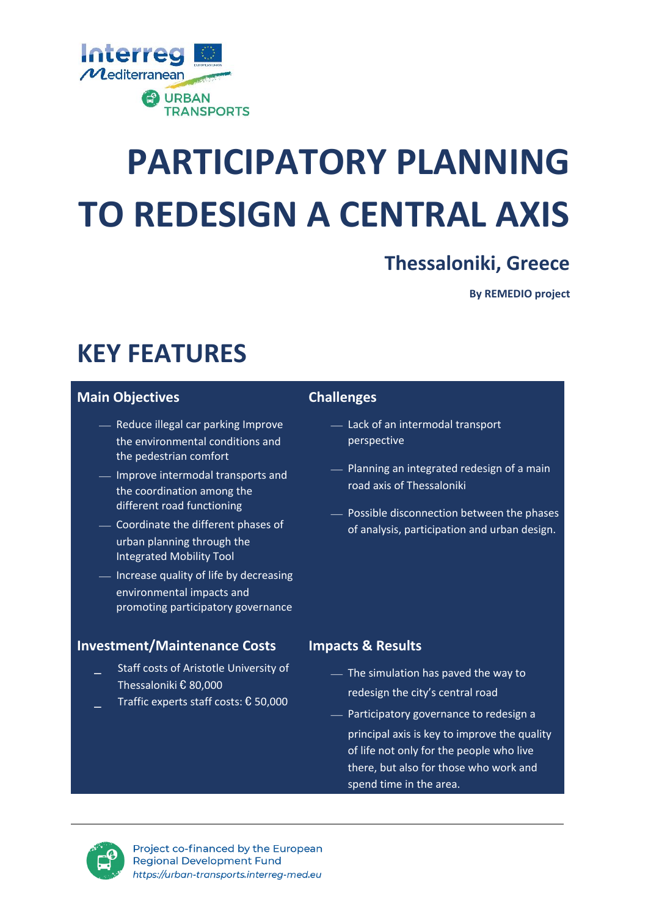# PARTICIPATORY PLANNING TO REDESIGN A CENTRAL AXIS

## Thessaloniki, Greece

**By REMEDIO project**

## KEY FEATURES

### Main Objectives

- Reduce illegal car parking Improve the environmental conditions and the pedestrian comfort
- Improve intermodal transports and the coordination among the different road functioning
- Coordinate the different phases of urban planning through the Integrated Mobility Tool
- Increase quality of life by decreasing environmental impacts and promoting participatory governance

### Challenges

- Lack of an intermodal transport perspective
- Planning an integrated redesign of a main road axis of Thessaloniki
- Possible disconnection between the phases of analysis, participation and urban design.

### Investment/Maintenance Costs

- Staff costs of Aristotle University of Thessaloniki € 80,000
- Traffic experts staff costs: € 50,000

### Impacts & Results

- The simulation has paved the way to redesign the city's central road
- Participatory governance to redesign a principal axis is key to improve the quality of life not only for the people who live there, but also for those who work and spend time in the area.

Project co-financed by the European Regional Development Fund
https://urban-transports.interreg-med.eu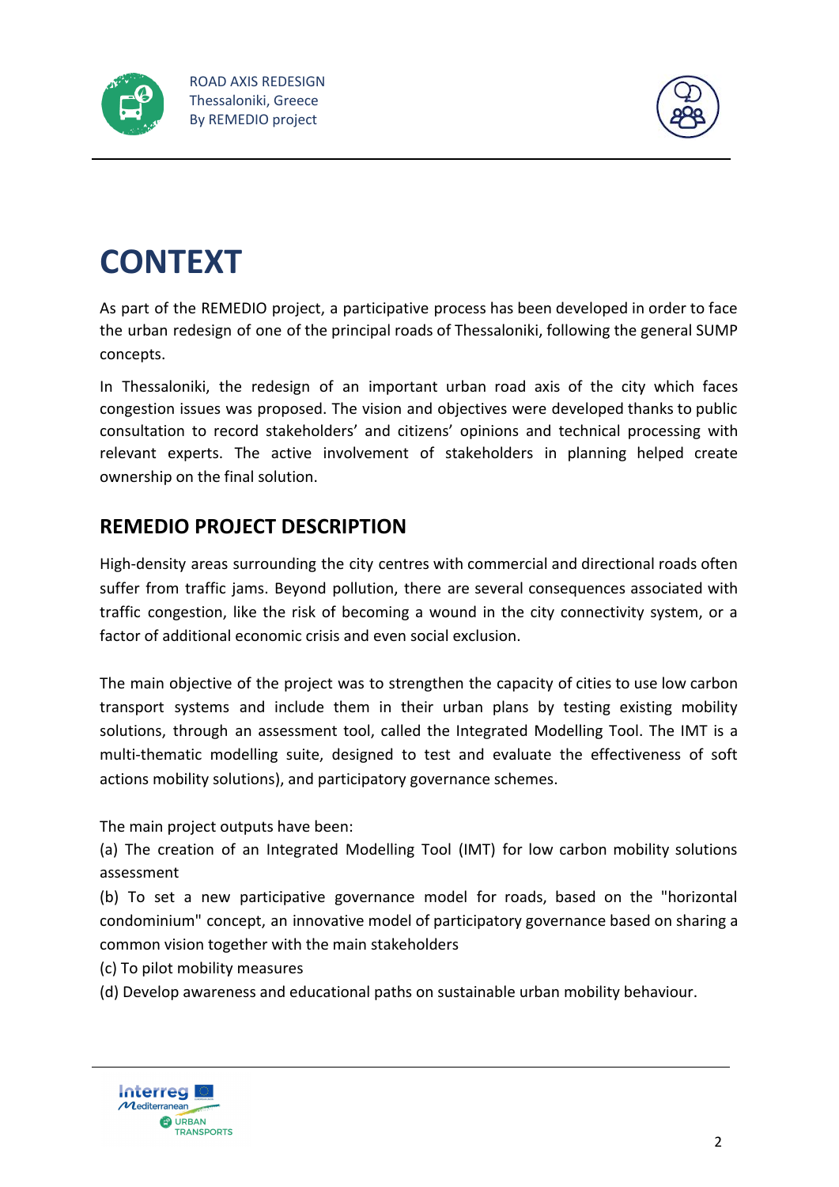# CONTEXT

As part of the REMEDIO project, a participative process has been developed in order to face the urban redesign of one of the principal roads of Thessaloniki, following the general SUMP concepts.

In Thessaloniki, the redesign of an important urban road axis of the city which faces congestion issues was proposed. The vision and objectives were developed thanks to public consultation to record stakeholders' and citizens' opinions and technical processing with relevant experts. The active involvement of stakeholders in planning helped create ownership on the final solution.

## REMEDIO PROJECT DESCRIPTION

High-density areas surrounding the city centres with commercial and directional roads often suffer from traffic jams. Beyond pollution, there are several consequences associated with traffic congestion, like the risk of becoming a wound in the city connectivity system, or a factor of additional economic crisis and even social exclusion.

The main objective of the project was to strengthen the capacity of cities to use low carbon transport systems and include them in their urban plans by testing existing mobility solutions, through an assessment tool, called the Integrated Modelling Tool. The IMT is a multi-thematic modelling suite, designed to test and evaluate the effectiveness of soft actions mobility solutions), and participatory governance schemes.

The main project outputs have been:

(a) The creation of an Integrated Modelling Tool (IMT) for low carbon mobility solutions assessment

(b) To set a new participative governance model for roads, based on the "horizontal condominium" concept, an innovative model of participatory governance based on sharing a common vision together with the main stakeholders

(c) To pilot mobility measures

(d) Develop awareness and educational paths on sustainable urban mobility behaviour.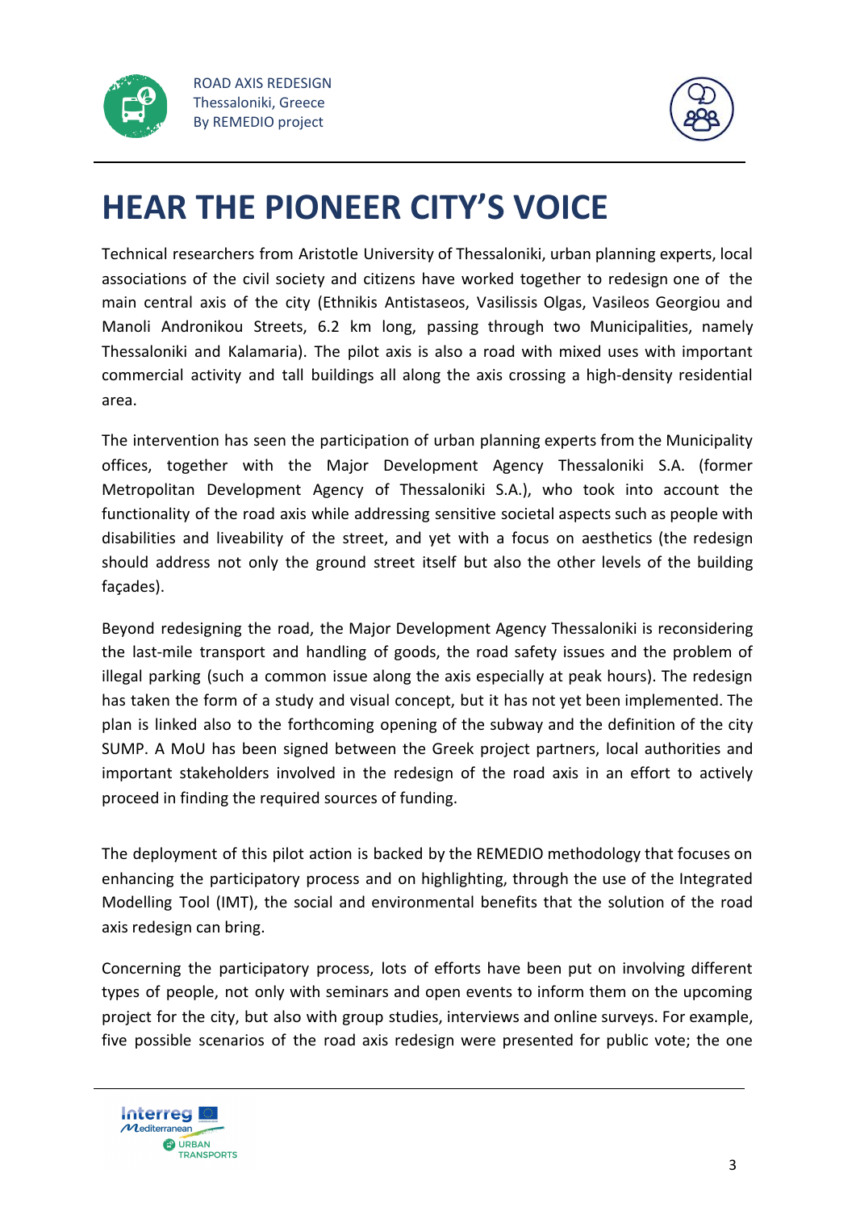# HEAR THE PIONEER CITY'S VOICE

Technical researchers from Aristotle University of Thessaloniki, urban planning experts, local associations of the civil society and citizens have worked together to redesign one of the main central axis of the city (Ethnikis Antistaseos, Vasilissis Olgas, Vasileos Georgiou and Manoli Andronikou Streets, 6.2 km long, passing through two Municipalities, namely Thessaloniki and Kalamaria). The pilot axis is also a road with mixed uses with important commercial activity and tall buildings all along the axis crossing a high-density residential area.

The intervention has seen the participation of urban planning experts from the Municipality offices, together with the Major Development Agency Thessaloniki S.A. (former Metropolitan Development Agency of Thessaloniki S.A.), who took into account the functionality of the road axis while addressing sensitive societal aspects such as people with disabilities and liveability of the street, and yet with a focus on aesthetics (the redesign should address not only the ground street itself but also the other levels of the building façades).

Beyond redesigning the road, the Major Development Agency Thessaloniki is reconsidering the last-mile transport and handling of goods, the road safety issues and the problem of illegal parking (such a common issue along the axis especially at peak hours). The redesign has taken the form of a study and visual concept, but it has not yet been implemented. The plan is linked also to the forthcoming opening of the subway and the definition of the city SUMP. A MoU has been signed between the Greek project partners, local authorities and important stakeholders involved in the redesign of the road axis in an effort to actively proceed in finding the required sources of funding.

The deployment of this pilot action is backed by the REMEDIO methodology that focuses on enhancing the participatory process and on highlighting, through the use of the Integrated Modelling Tool (IMT), the social and environmental benefits that the solution of the road axis redesign can bring.

Concerning the participatory process, lots of efforts have been put on involving different types of people, not only with seminars and open events to inform them on the upcoming project for the city, but also with group studies, interviews and online surveys. For example, five possible scenarios of the road axis redesign were presented for public vote; the one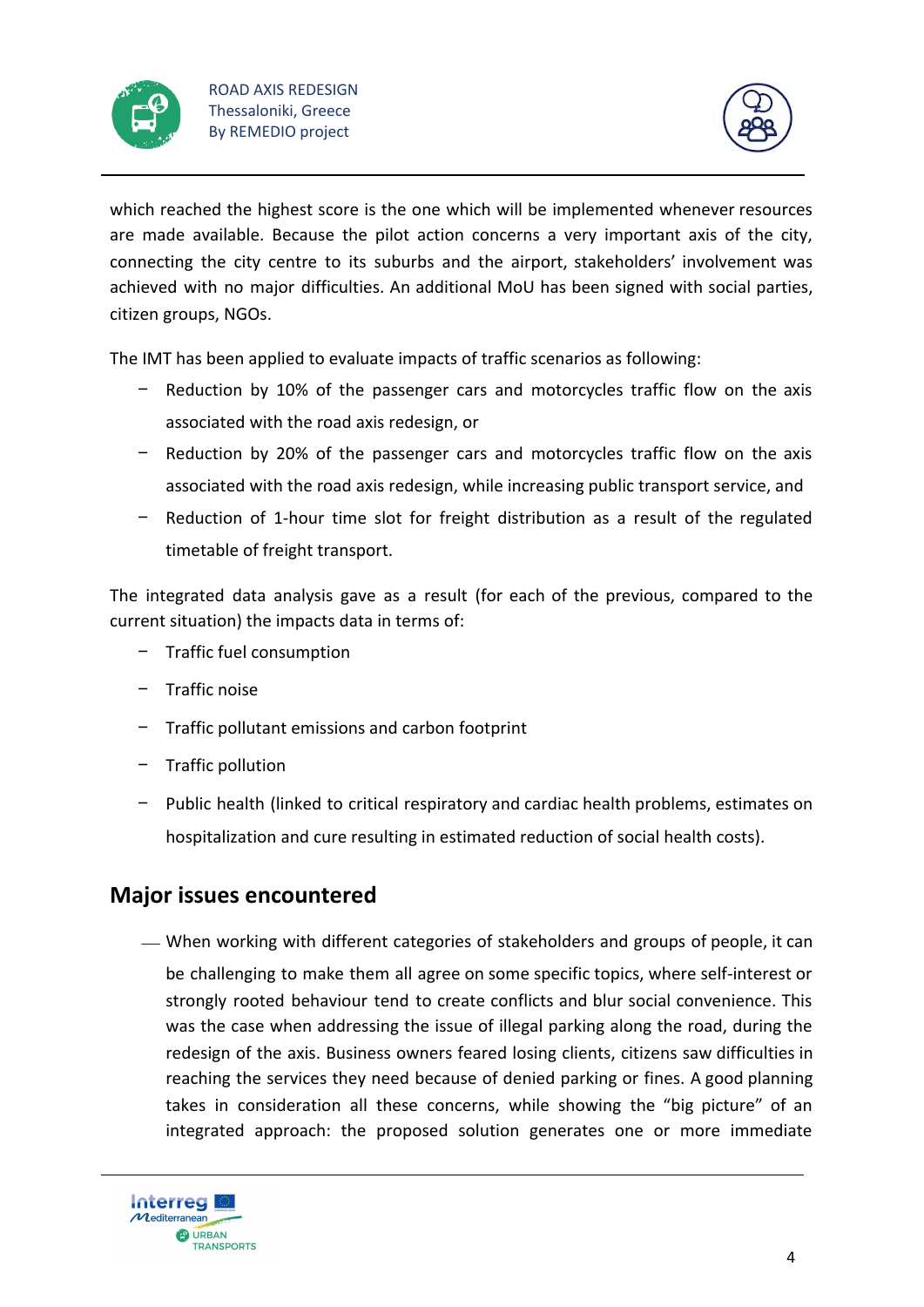which reached the highest score is the one which will be implemented whenever resources are made available. Because the pilot action concerns a very important axis of the city, connecting the city centre to its suburbs and the airport, stakeholders' involvement was achieved with no major difficulties. An additional MoU has been signed with social parties, citizen groups, NGOs.

The IMT has been applied to evaluate impacts of traffic scenarios as following:

- Reduction by 10% of the passenger cars and motorcycles traffic flow on the axis associated with the road axis redesign, or
- Reduction by 20% of the passenger cars and motorcycles traffic flow on the axis associated with the road axis redesign, while increasing public transport service, and
- Reduction of 1-hour time slot for freight distribution as a result of the regulated timetable of freight transport.

The integrated data analysis gave as a result (for each of the previous, compared to the current situation) the impacts data in terms of:

- Traffic fuel consumption
- Traffic noise
- Traffic pollutant emissions and carbon footprint
- Traffic pollution
- Public health (linked to critical respiratory and cardiac health problems, estimates on hospitalization and cure resulting in estimated reduction of social health costs).

## Major issues encountered

- When working with different categories of stakeholders and groups of people, it can be challenging to make them all agree on some specific topics, where self-interest or strongly rooted behaviour tend to create conflicts and blur social convenience. This was the case when addressing the issue of illegal parking along the road, during the redesign of the axis. Business owners feared losing clients, citizens saw difficulties in reaching the services they need because of denied parking or fines. A good planning takes in consideration all these concerns, while showing the "big picture" of an integrated approach: the proposed solution generates one or more immediate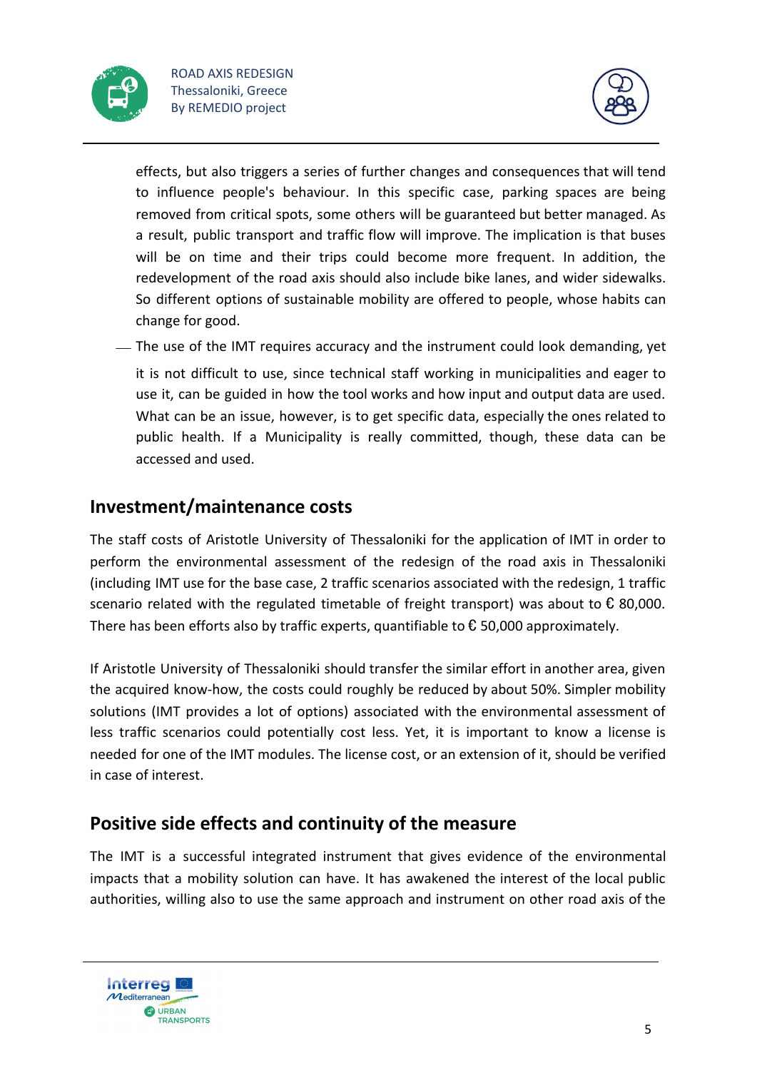effects, but also triggers a series of further changes and consequences that will tend to influence people's behaviour. In this specific case, parking spaces are being removed from critical spots, some others will be guaranteed but better managed. As a result, public transport and traffic flow will improve. The implication is that buses will be on time and their trips could become more frequent. In addition, the redevelopment of the road axis should also include bike lanes, and wider sidewalks. So different options of sustainable mobility are offered to people, whose habits can change for good.

- The use of the IMT requires accuracy and the instrument could look demanding, yet it is not difficult to use, since technical staff working in municipalities and eager to use it, can be guided in how the tool works and how input and output data are used. What can be an issue, however, is to get specific data, especially the ones related to public health. If a Municipality is really committed, though, these data can be accessed and used.

## Investment/maintenance costs

The staff costs of Aristotle University of Thessaloniki for the application of IMT in order to perform the environmental assessment of the redesign of the road axis in Thessaloniki (including IMT use for the base case, 2 traffic scenarios associated with the redesign, 1 traffic scenario related with the regulated timetable of freight transport) was about to € 80,000. There has been efforts also by traffic experts, quantifiable to € 50,000 approximately.

If Aristotle University of Thessaloniki should transfer the similar effort in another area, given the acquired know-how, the costs could roughly be reduced by about 50%. Simpler mobility solutions (IMT provides a lot of options) associated with the environmental assessment of less traffic scenarios could potentially cost less. Yet, it is important to know a license is needed for one of the IMT modules. The license cost, or an extension of it, should be verified in case of interest.

## Positive side effects and continuity of the measure

The IMT is a successful integrated instrument that gives evidence of the environmental impacts that a mobility solution can have. It has awakened the interest of the local public authorities, willing also to use the same approach and instrument on other road axis of the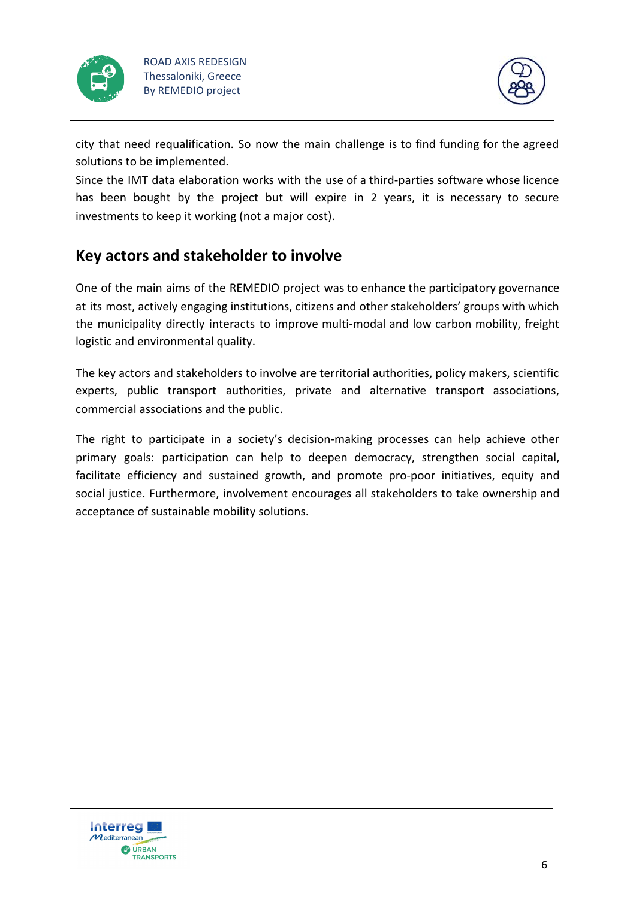city that need requalification. So now the main challenge is to find funding for the agreed solutions to be implemented.

Since the IMT data elaboration works with the use of a third-parties software whose licence has been bought by the project but will expire in 2 years, it is necessary to secure investments to keep it working (not a major cost).

## Key actors and stakeholder to involve

One of the main aims of the REMEDIO project was to enhance the participatory governance at its most, actively engaging institutions, citizens and other stakeholders' groups with which the municipality directly interacts to improve multi-modal and low carbon mobility, freight logistic and environmental quality.

The key actors and stakeholders to involve are territorial authorities, policy makers, scientific experts, public transport authorities, private and alternative transport associations, commercial associations and the public.

The right to participate in a society's decision-making processes can help achieve other primary goals: participation can help to deepen democracy, strengthen social capital, facilitate efficiency and sustained growth, and promote pro-poor initiatives, equity and social justice. Furthermore, involvement encourages all stakeholders to take ownership and acceptance of sustainable mobility solutions.